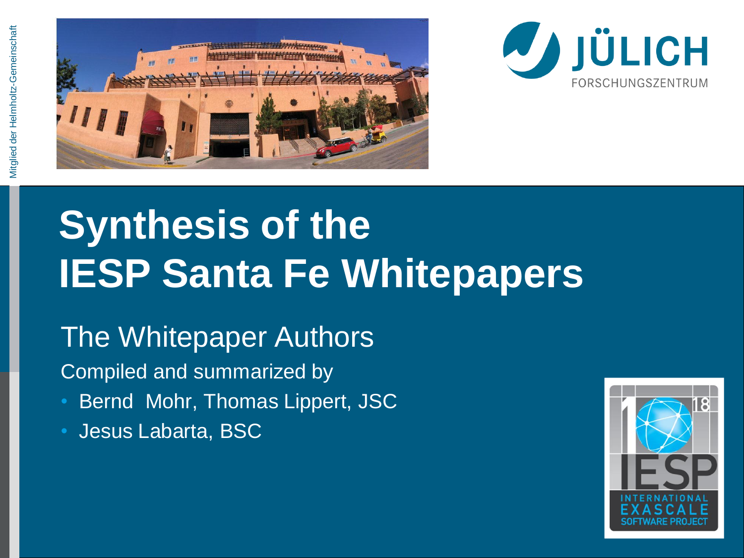# Synthesis of the IESP Santa Fe Whitepapers

## The Whitepaper Authors

Compiled and summarized by

- Bernd Mohr, Thomas Lippert, JSC
- Jesus Labarta, BSC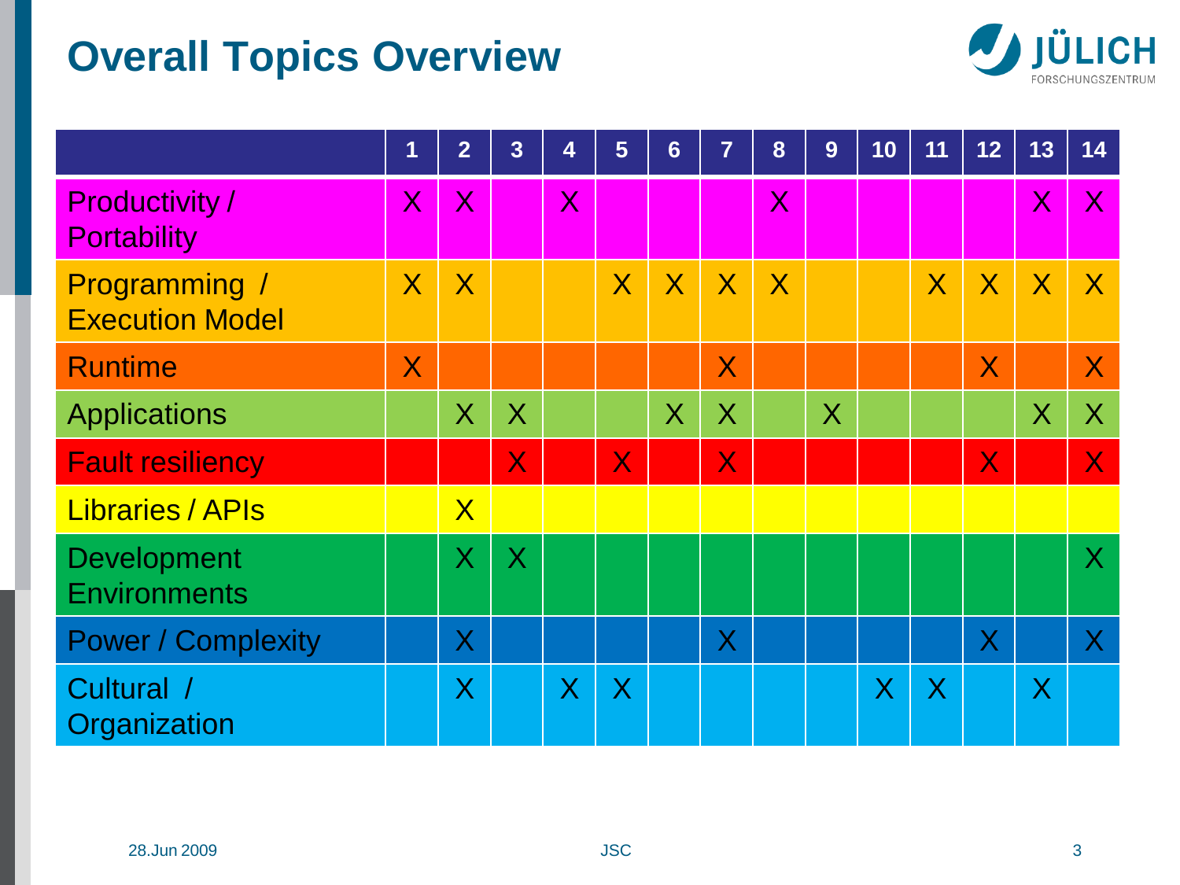# Overall Topics Overview

| | 1 | 2 | 3 | 4 | 5 | 6 | 7 | 8 | 9 | 10 | 11 | 12 | 13 | 14 |
|---|---|---|---|---|---|---|---|---|---|---|---|---|---|---|
| Productivity / Portability | X | X | | X | | | | X | | | | | X | X |
| Programming / Execution Model | X | X | | | X | X | X | X | | | X | X | X | X |
| Runtime | X | | | | | | X | | | | | X | | X |
| Applications | | X | X | | | X | X | | X | | | | X | X |
| Fault resiliency | | | X | | X | | X | | | | | X | | X |
| Libraries / APIs | | X | | | | | | | | | | | | |
| Development Environments | | X | X | | | | | | | | | | | X |
| Power / Complexity | | X | | | | | X | | | | | X | | X |
| Cultural / Organization | | X | | X | X | | | | | X | X | | X | |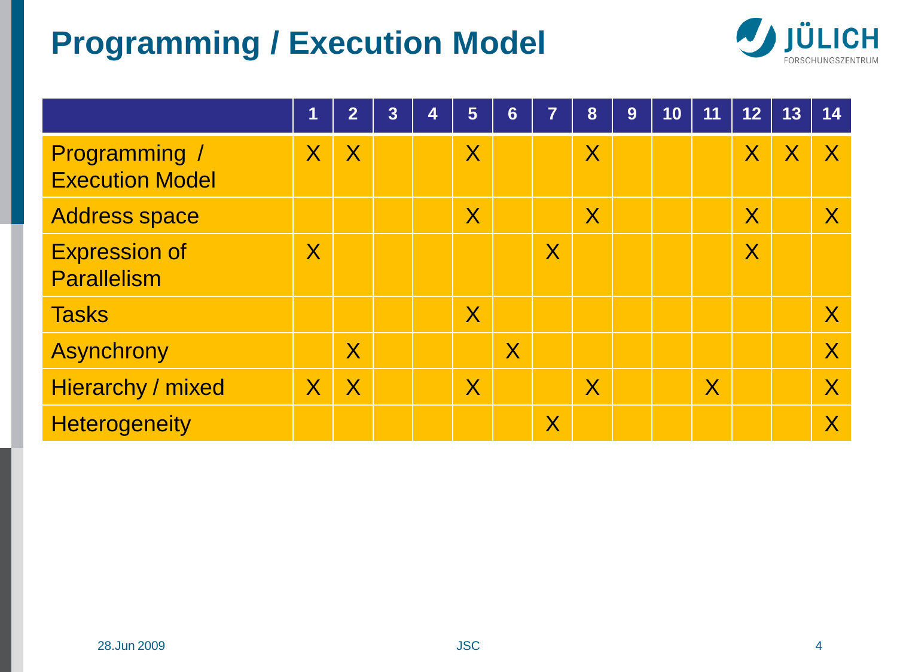# Programming / Execution Model

| | 1 | 2 | 3 | 4 | 5 | 6 | 7 | 8 | 9 | 10 | 11 | 12 | 13 | 14 |
|---|---|---|---|---|---|---|---|---|---|---|---|---|---|---|
| Programming / Execution Model | X | X | | | X | | | X | | | | X | X | X |
| Address space | | | | | X | | | X | | | | X | | X |
| Expression of Parallelism | X | | | | | | X | | | | | X | | |
| Tasks | | | | | X | | | | | | | | | X |
| Asynchrony | | X | | | | X | | | | | | | | X |
| Hierarchy / mixed | X | X | | | X | | | X | | | X | | | X |
| Heterogeneity | | | | | | | X | | | | | | | X |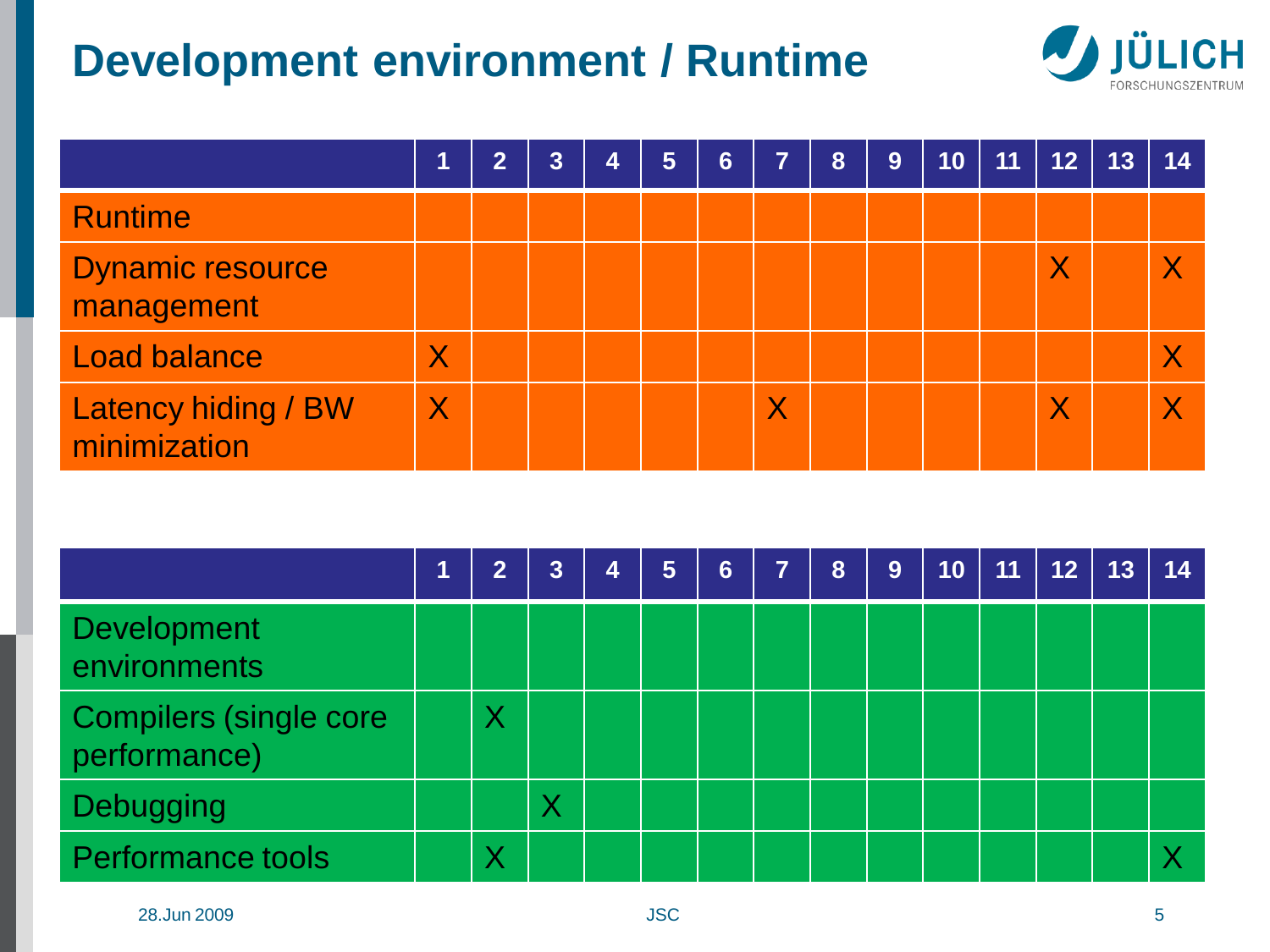# Development environment / Runtime

| | 1 | 2 | 3 | 4 | 5 | 6 | 7 | 8 | 9 | 10 | 11 | 12 | 13 | 14 |
|---|---|---|---|---|---|---|---|---|---|---|---|---|---|---|
| Runtime | | | | | | | | | | | | | | |
| Dynamic resource management | | | | | | | | | | | | X | | X |
| Load balance | X | | | | | | | | | | | | | X |
| Latency hiding / BW minimization | X | | | | | | X | | | | | X | | X |

| | 1 | 2 | 3 | 4 | 5 | 6 | 7 | 8 | 9 | 10 | 11 | 12 | 13 | 14 |
|---|---|---|---|---|---|---|---|---|---|---|---|---|---|---|
| Development environments | | | | | | | | | | | | | | |
| Compilers (single core performance) | | X | | | | | | | | | | | | |
| Debugging | | | X | | | | | | | | | | | |
| Performance tools | | X | | | | | | | | | | | | X |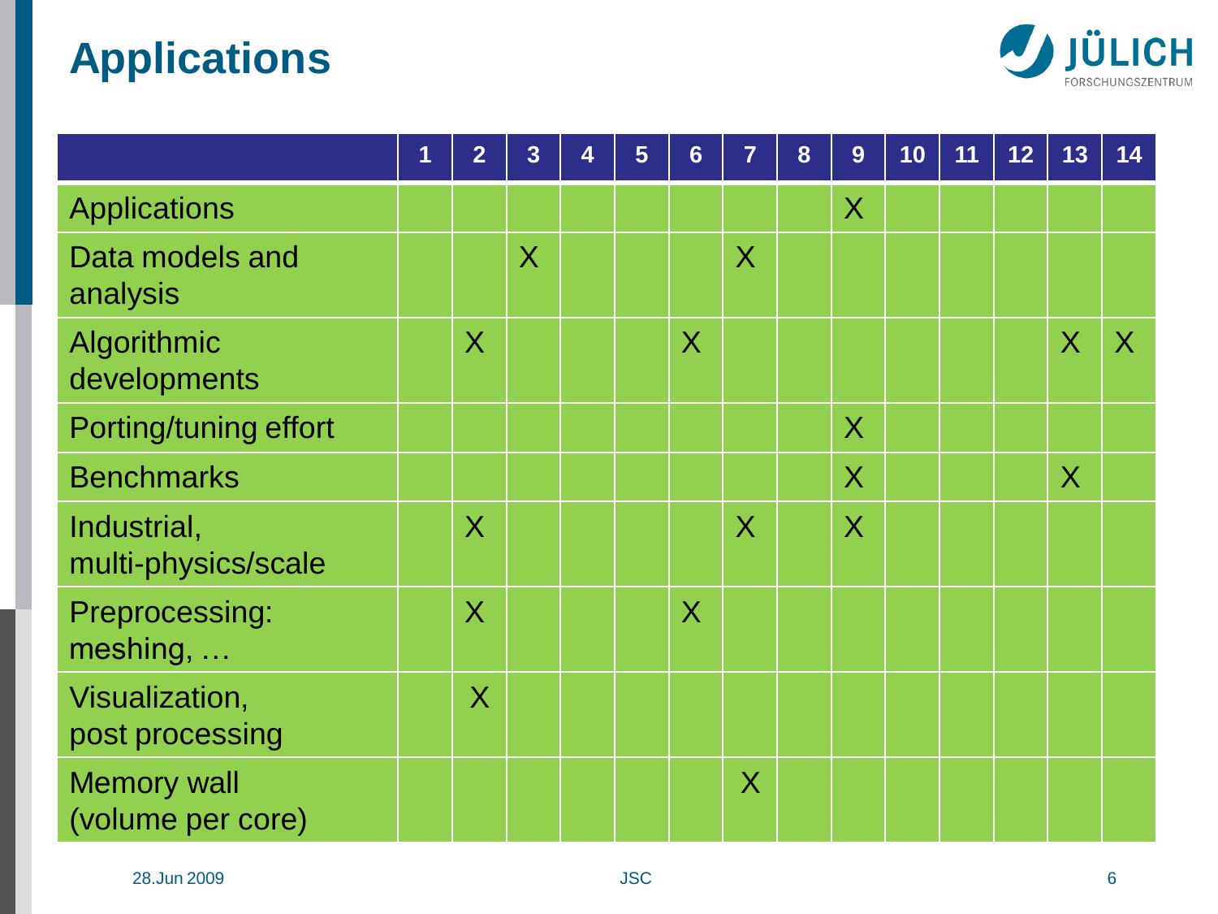# Applications

| | 1 | 2 | 3 | 4 | 5 | 6 | 7 | 8 | 9 | 10 | 11 | 12 | 13 | 14 |
|---|---|---|---|---|---|---|---|---|---|---|---|---|---|---|
| Applications | | | | | | | | | X | | | | | |
| Data models and analysis | | | X | | | | X | | | | | | | |
| Algorithmic developments | | X | | | | X | | | | | | | X | X |
| Porting/tuning effort | | | | | | | | | X | | | | | |
| Benchmarks | | | | | | | | | X | | | | X | |
| Industrial, multi-physics/scale | | X | | | | | X | | X | | | | | |
| Preprocessing: meshing, … | | X | | | | X | | | | | | | | |
| Visualization, post processing | | X | | | | | | | | | | | | |
| Memory wall (volume per core) | | | | | | | X | | | | | | | |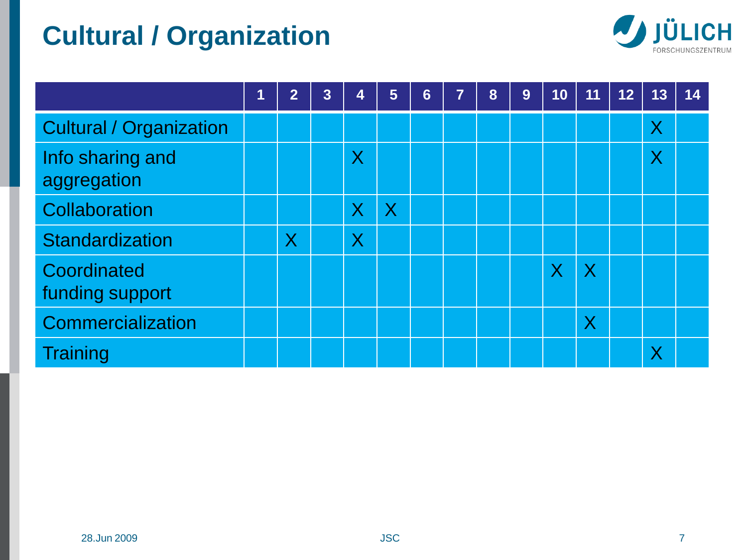# Cultural / Organization

| | 1 | 2 | 3 | 4 | 5 | 6 | 7 | 8 | 9 | 10 | 11 | 12 | 13 | 14 |
|---|---|---|---|---|---|---|---|---|---|---|---|---|---|---|
| Cultural / Organization | | | | | | | | | | | | | X | |
| Info sharing and aggregation | | | | X | | | | | | | | | X | |
| Collaboration | | | | X | X | | | | | | | | | |
| Standardization | | X | | X | | | | | | | | | | |
| Coordinated funding support | | | | | | | | | | X | X | | | |
| Commercialization | | | | | | | | | | | X | | | |
| Training | | | | | | | | | | | | | X | |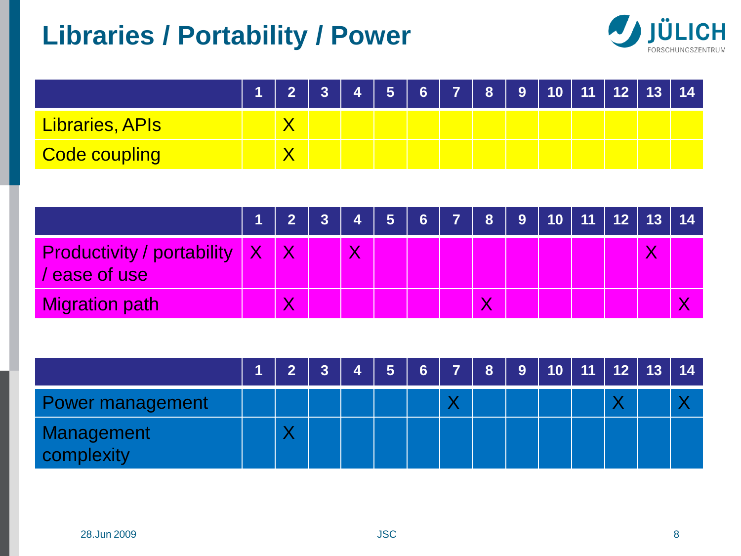# Libraries / Portability / Power

| | 1 | 2 | 3 | 4 | 5 | 6 | 7 | 8 | 9 | 10 | 11 | 12 | 13 | 14 |
|---|---|---|---|---|---|---|---|---|---|---|---|---|---|---|
| Libraries, APIs | | X | | | | | | | | | | | | |
| Code coupling | | X | | | | | | | | | | | | |

| | 1 | 2 | 3 | 4 | 5 | 6 | 7 | 8 | 9 | 10 | 11 | 12 | 13 | 14 |
|---|---|---|---|---|---|---|---|---|---|---|---|---|---|---|
| Productivity / portability / ease of use | X | X | | X | | | | | | | | | X | |
| Migration path | | X | | | | | | X | | | | | | X |

| | 1 | 2 | 3 | 4 | 5 | 6 | 7 | 8 | 9 | 10 | 11 | 12 | 13 | 14 |
|---|---|---|---|---|---|---|---|---|---|---|---|---|---|---|
| Power management | | | | | | | X | | | | | X | | X |
| Management complexity | | X | | | | | | | | | | | | |

28.Jun 2009 JSC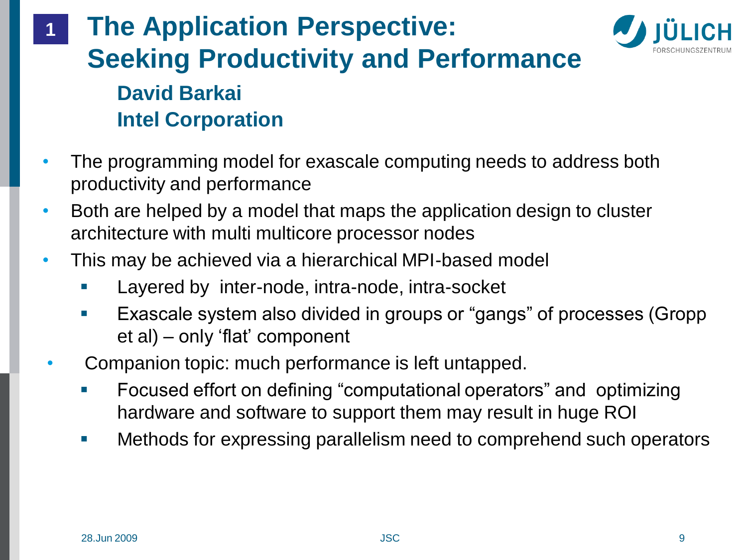# The Application Perspective: Seeking Productivity and Performance

**David Barkai**
**Intel Corporation**

- The programming model for exascale computing needs to address both productivity and performance
- Both are helped by a model that maps the application design to cluster architecture with multi multicore processor nodes
- This may be achieved via a hierarchical MPI-based model
  - Layered by inter-node, intra-node, intra-socket
  - Exascale system also divided in groups or “gangs” of processes (Gropp et al) – only ‘flat’ component
- Companion topic: much performance is left untapped.
  - Focused effort on defining “computational operators” and optimizing hardware and software to support them may result in huge ROI
  - Methods for expressing parallelism need to comprehend such operators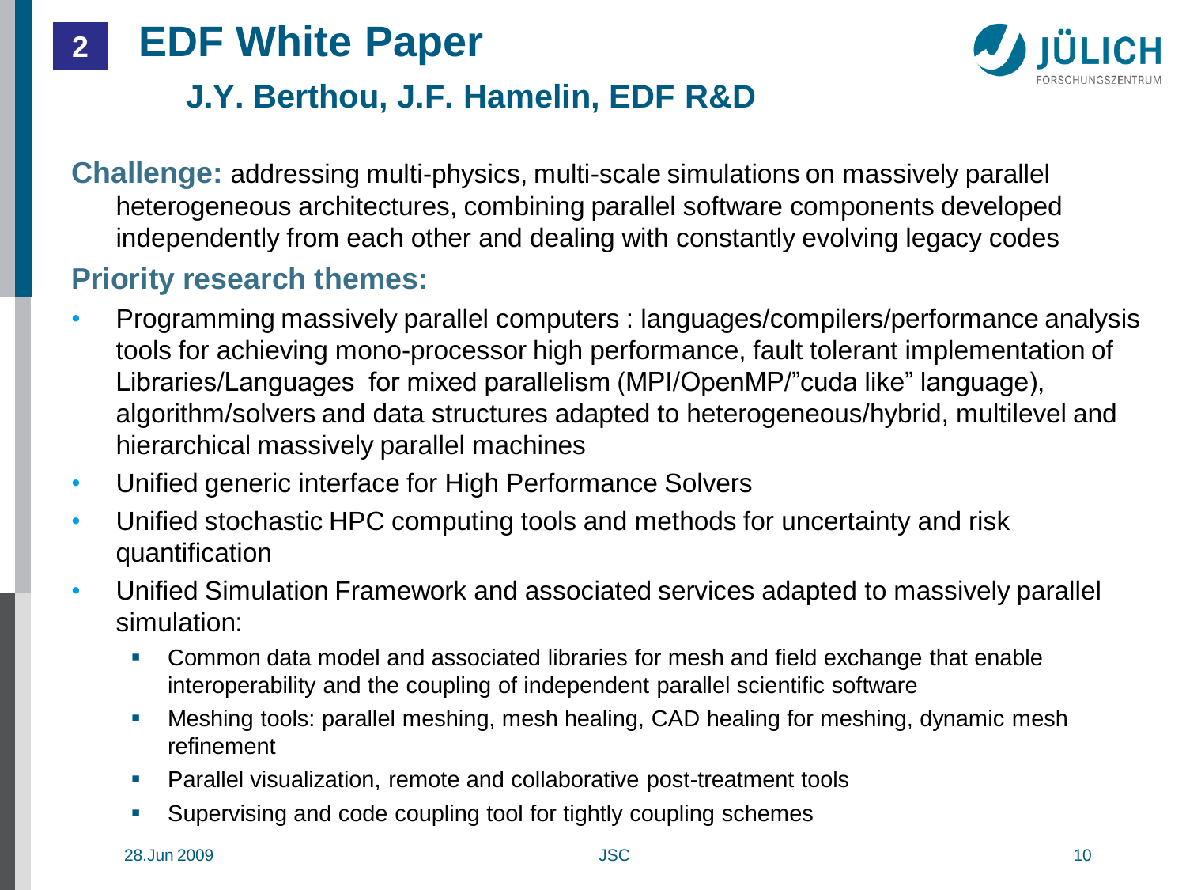# 2 EDF White Paper

## J.Y. Berthou, J.F. Hamelin, EDF R&D

**Challenge:** addressing multi-physics, multi-scale simulations on massively parallel heterogeneous architectures, combining parallel software components developed independently from each other and dealing with constantly evolving legacy codes

**Priority research themes:**

- Programming massively parallel computers : languages/compilers/performance analysis tools for achieving mono-processor high performance, fault tolerant implementation of Libraries/Languages for mixed parallelism (MPI/OpenMP/"cuda like" language), algorithm/solvers and data structures adapted to heterogeneous/hybrid, multilevel and hierarchical massively parallel machines
- Unified generic interface for High Performance Solvers
- Unified stochastic HPC computing tools and methods for uncertainty and risk quantification
- Unified Simulation Framework and associated services adapted to massively parallel simulation:
  - Common data model and associated libraries for mesh and field exchange that enable interoperability and the coupling of independent parallel scientific software
  - Meshing tools: parallel meshing, mesh healing, CAD healing for meshing, dynamic mesh refinement
  - Parallel visualization, remote and collaborative post-treatment tools
  - Supervising and code coupling tool for tightly coupling schemes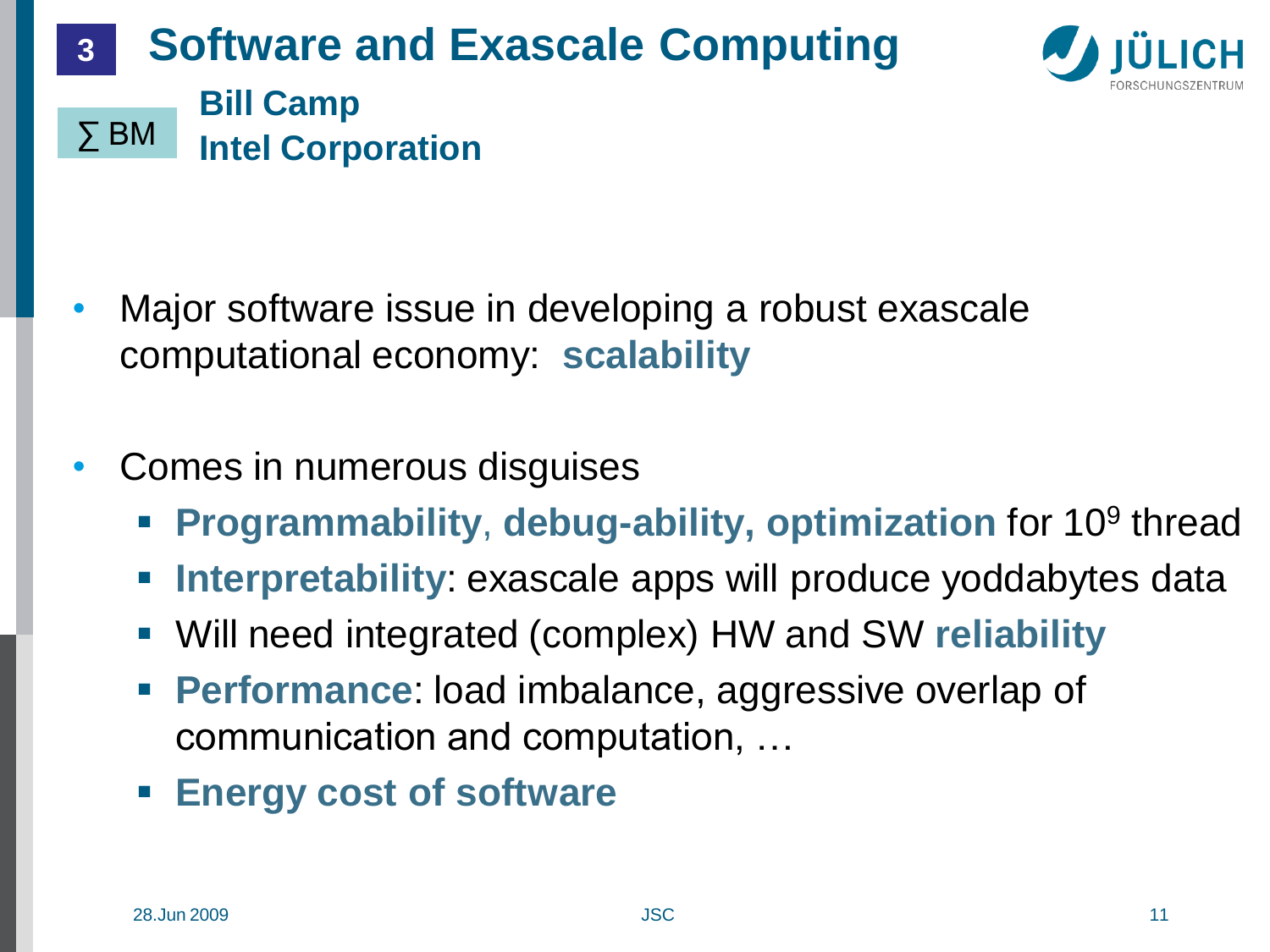# 3 Software and Exascale Computing

∑ BM

**Bill Camp**
**Intel Corporation**

- Major software issue in developing a robust exascale computational economy: **scalability**
- Comes in numerous disguises
  - **Programmability**, **debug-ability, optimization** for $10^9$ thread
  - **Interpretability**: exascale apps will produce yoddabytes data
  - Will need integrated (complex) HW and SW **reliability**
  - **Performance**: load imbalance, aggressive overlap of communication and computation, …
  - **Energy cost of software**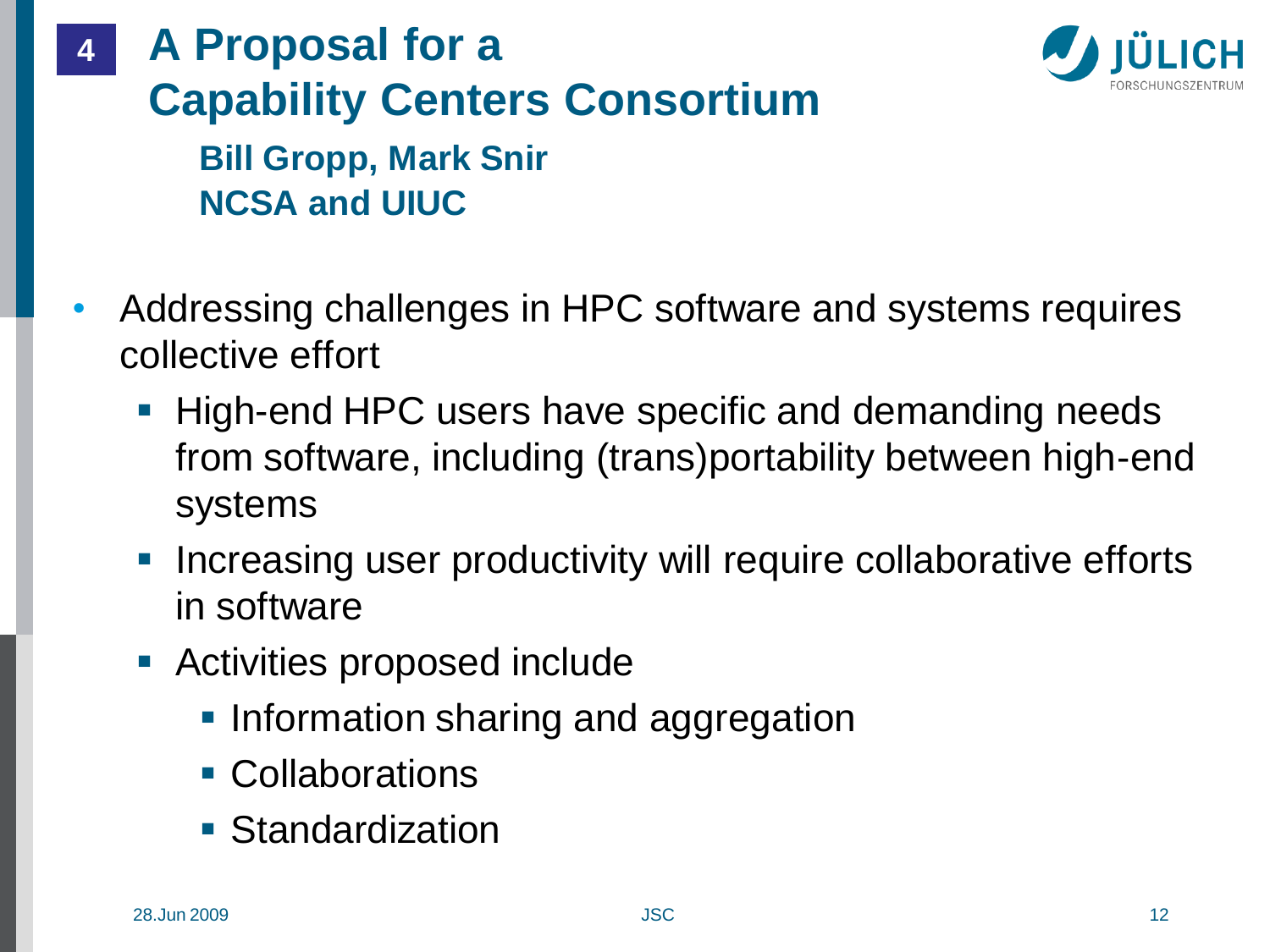# 4 A Proposal for a Capability Centers Consortium

**Bill Gropp, Mark Snir**
**NCSA and UIUC**

- Addressing challenges in HPC software and systems requires collective effort
  - High-end HPC users have specific and demanding needs from software, including (trans)portability between high-end systems
  - Increasing user productivity will require collaborative efforts in software
  - Activities proposed include
    - Information sharing and aggregation
    - Collaborations
    - Standardization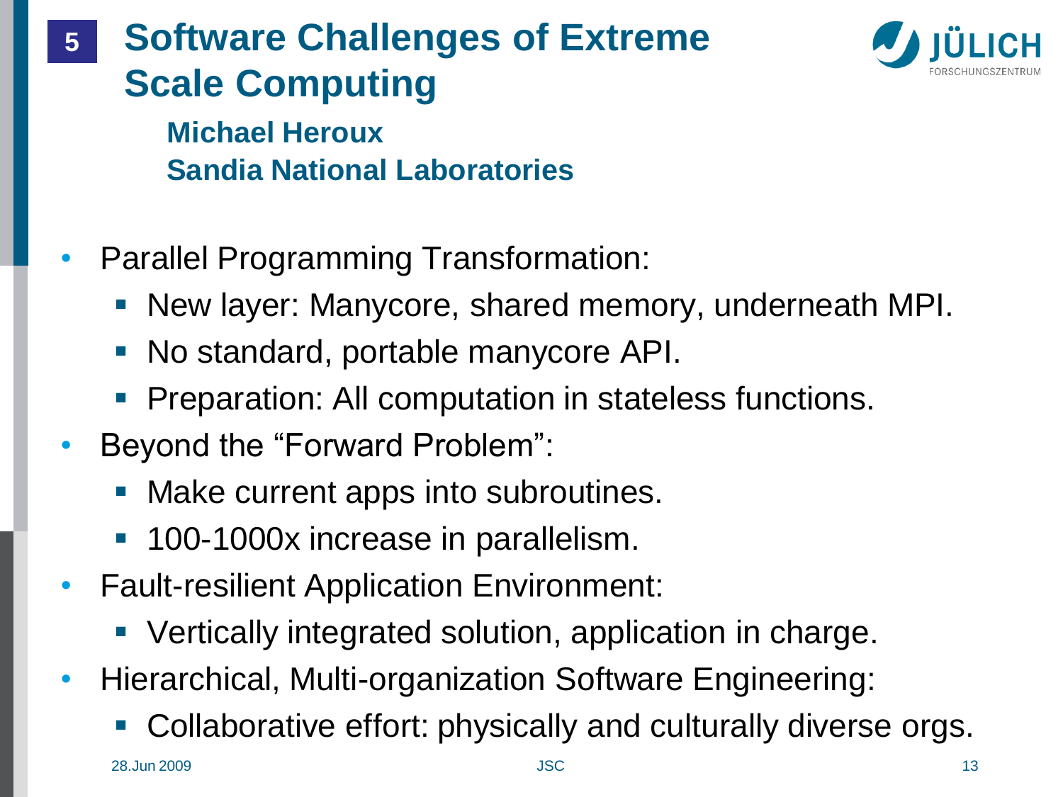# 5 Software Challenges of Extreme Scale Computing

**Michael Heroux**
**Sandia National Laboratories**

- Parallel Programming Transformation:
  - New layer: Manycore, shared memory, underneath MPI.
  - No standard, portable manycore API.
  - Preparation: All computation in stateless functions.
- Beyond the "Forward Problem":
  - Make current apps into subroutines.
  - 100-1000x increase in parallelism.
- Fault-resilient Application Environment:
  - Vertically integrated solution, application in charge.
- Hierarchical, Multi-organization Software Engineering:
  - Collaborative effort: physically and culturally diverse orgs.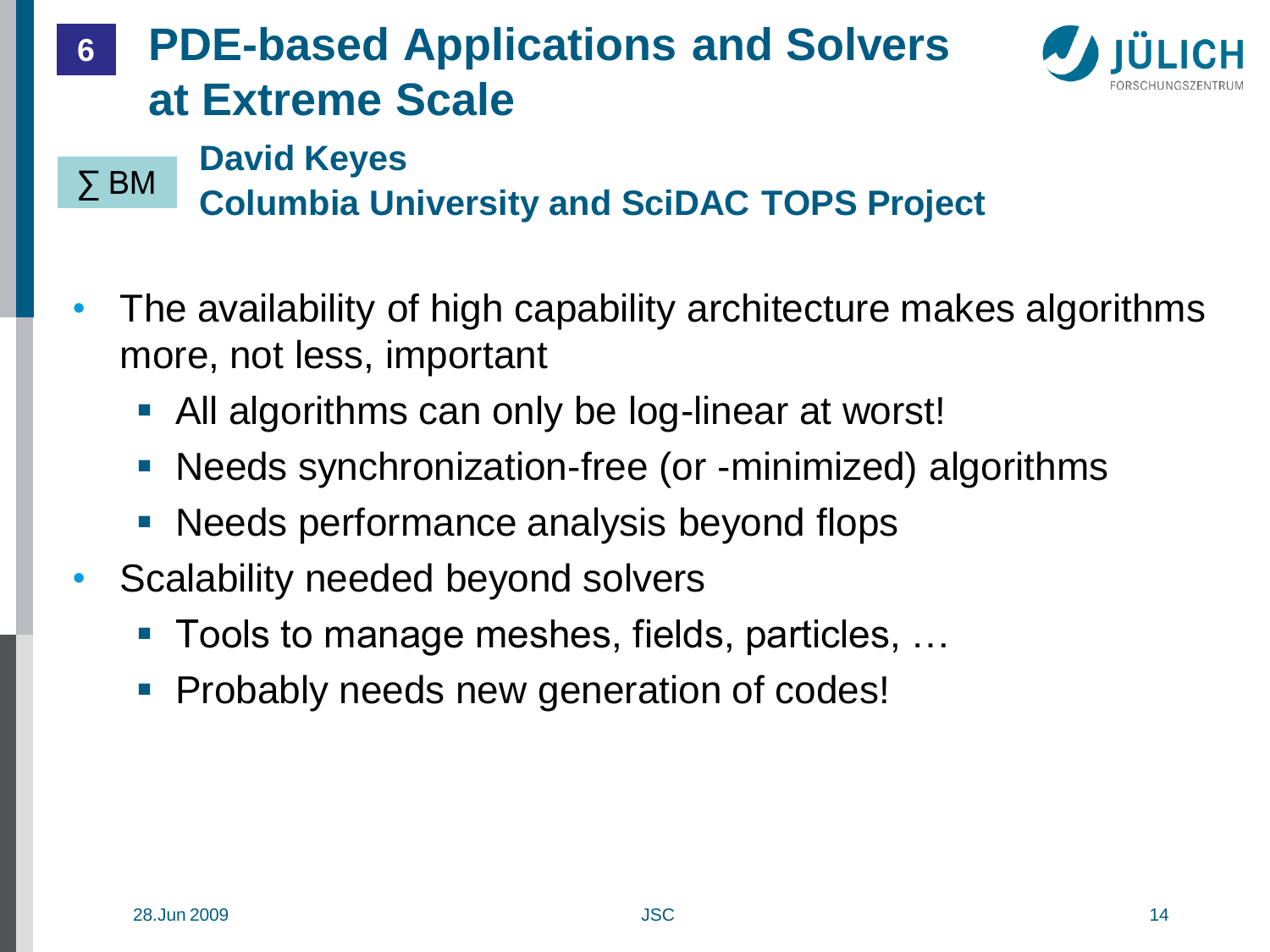**6**

# PDE-based Applications and Solvers at Extreme Scale

∑ BM

**David Keyes**
**Columbia University and SciDAC TOPS Project**

- The availability of high capability architecture makes algorithms more, not less, important
  - All algorithms can only be log-linear at worst!
  - Needs synchronization-free (or -minimized) algorithms
  - Needs performance analysis beyond flops
- Scalability needed beyond solvers
  - Tools to manage meshes, fields, particles, …
  - Probably needs new generation of codes!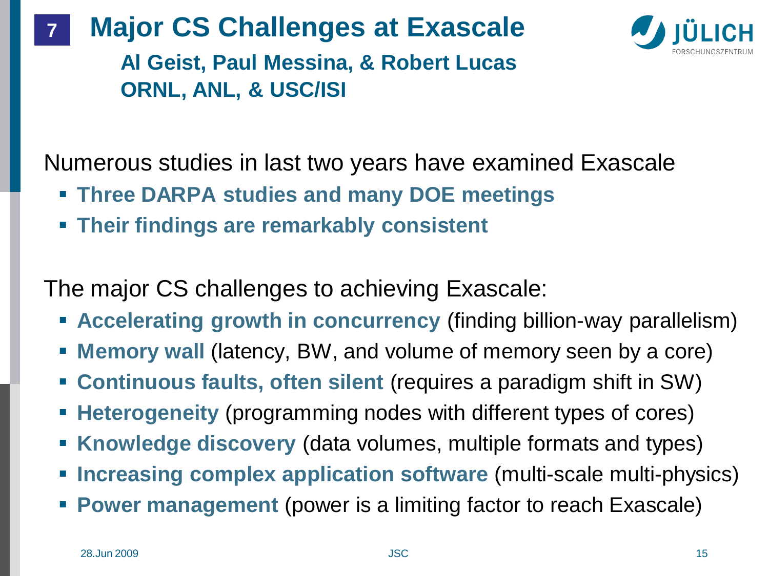# 7 Major CS Challenges at Exascale

**Al Geist, Paul Messina, & Robert Lucas**
**ORNL, ANL, & USC/ISI**

Numerous studies in last two years have examined Exascale

- **Three DARPA studies and many DOE meetings**
- **Their findings are remarkably consistent**

The major CS challenges to achieving Exascale:

- **Accelerating growth in concurrency** (finding billion-way parallelism)
- **Memory wall** (latency, BW, and volume of memory seen by a core)
- **Continuous faults, often silent** (requires a paradigm shift in SW)
- **Heterogeneity** (programming nodes with different types of cores)
- **Knowledge discovery** (data volumes, multiple formats and types)
- **Increasing complex application software** (multi-scale multi-physics)
- **Power management** (power is a limiting factor to reach Exascale)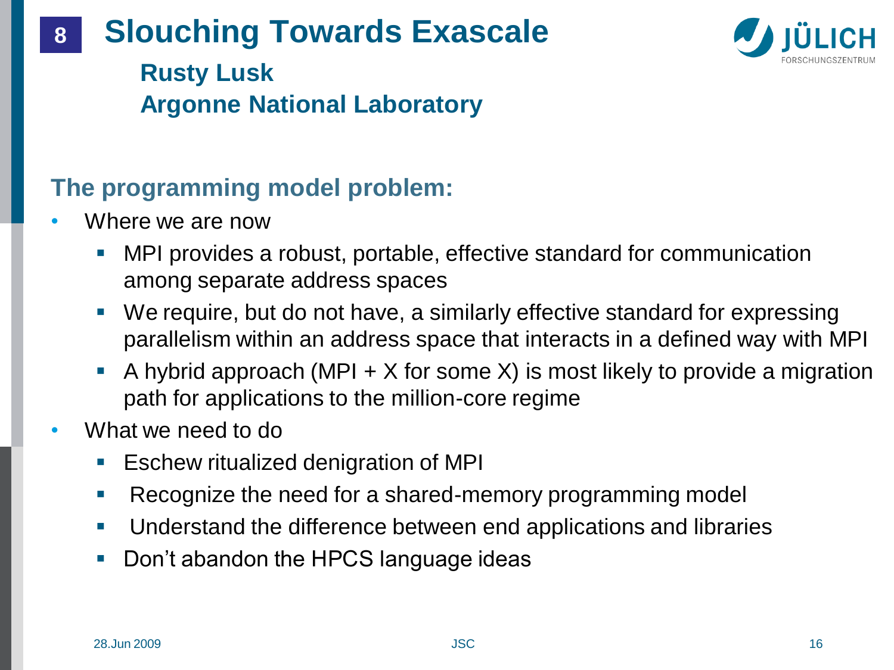# 8 Slouching Towards Exascale

**Rusty Lusk**
**Argonne National Laboratory**

## The programming model problem:

- Where we are now
  - MPI provides a robust, portable, effective standard for communication among separate address spaces
  - We require, but do not have, a similarly effective standard for expressing parallelism within an address space that interacts in a defined way with MPI
  - A hybrid approach (MPI + X for some X) is most likely to provide a migration path for applications to the million-core regime
- What we need to do
  - Eschew ritualized denigration of MPI
  - Recognize the need for a shared-memory programming model
  - Understand the difference between end applications and libraries
  - Don't abandon the HPCS language ideas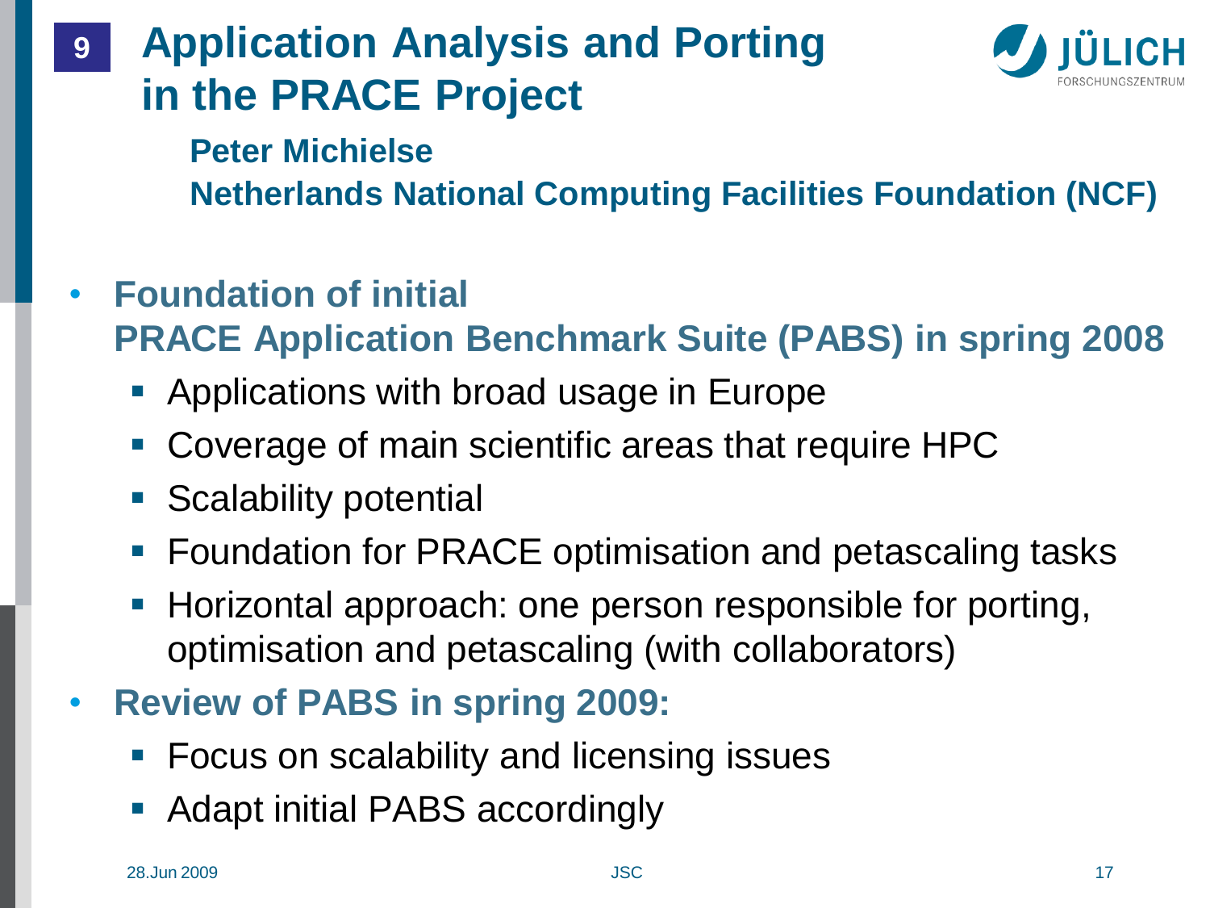# 9 Application Analysis and Porting in the PRACE Project

**Peter Michielse**
**Netherlands National Computing Facilities Foundation (NCF)**

- **Foundation of initial PRACE Application Benchmark Suite (PABS) in spring 2008**
  - Applications with broad usage in Europe
  - Coverage of main scientific areas that require HPC
  - Scalability potential
  - Foundation for PRACE optimisation and petascaling tasks
  - Horizontal approach: one person responsible for porting, optimisation and petascaling (with collaborators)
- **Review of PABS in spring 2009:**
  - Focus on scalability and licensing issues
  - Adapt initial PABS accordingly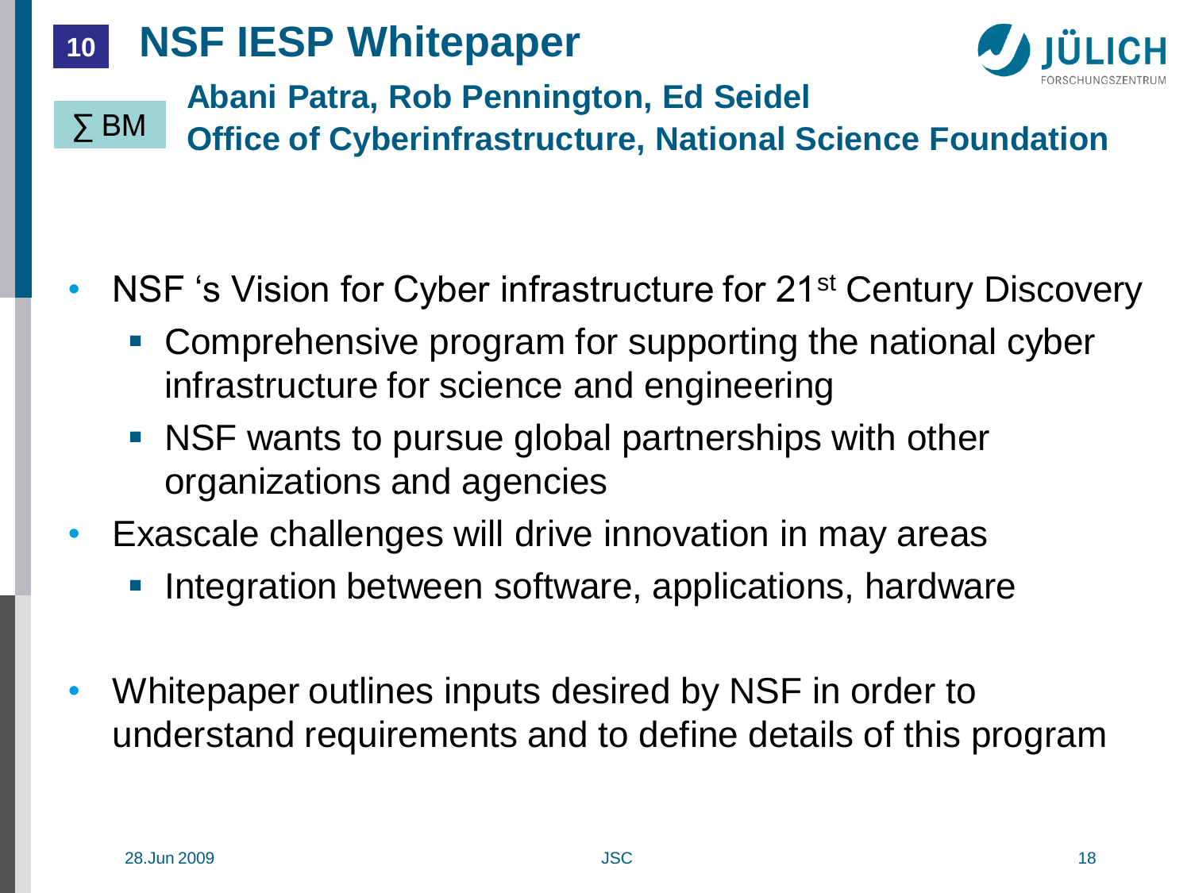# 10 NSF IESP Whitepaper

∑ BM

**Abani Patra, Rob Pennington, Ed Seidel**
**Office of Cyberinfrastructure, National Science Foundation**

- NSF 's Vision for Cyber infrastructure for 21st Century Discovery
  - Comprehensive program for supporting the national cyber infrastructure for science and engineering
  - NSF wants to pursue global partnerships with other organizations and agencies
- Exascale challenges will drive innovation in may areas
  - Integration between software, applications, hardware
- Whitepaper outlines inputs desired by NSF in order to understand requirements and to define details of this program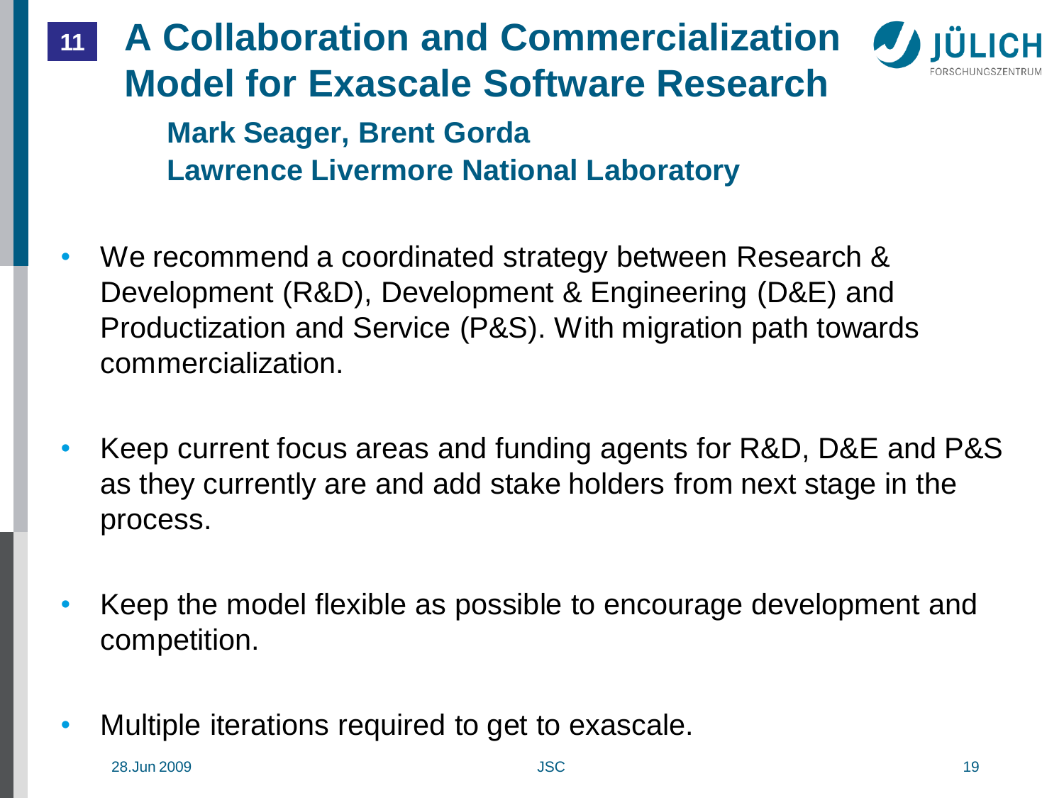# 11 A Collaboration and Commercialization Model for Exascale Software Research

**Mark Seager, Brent Gorda**
**Lawrence Livermore National Laboratory**

- We recommend a coordinated strategy between Research & Development (R&D), Development & Engineering (D&E) and Productization and Service (P&S). With migration path towards commercialization.
- Keep current focus areas and funding agents for R&D, D&E and P&S as they currently are and add stake holders from next stage in the process.
- Keep the model flexible as possible to encourage development and competition.
- Multiple iterations required to get to exascale.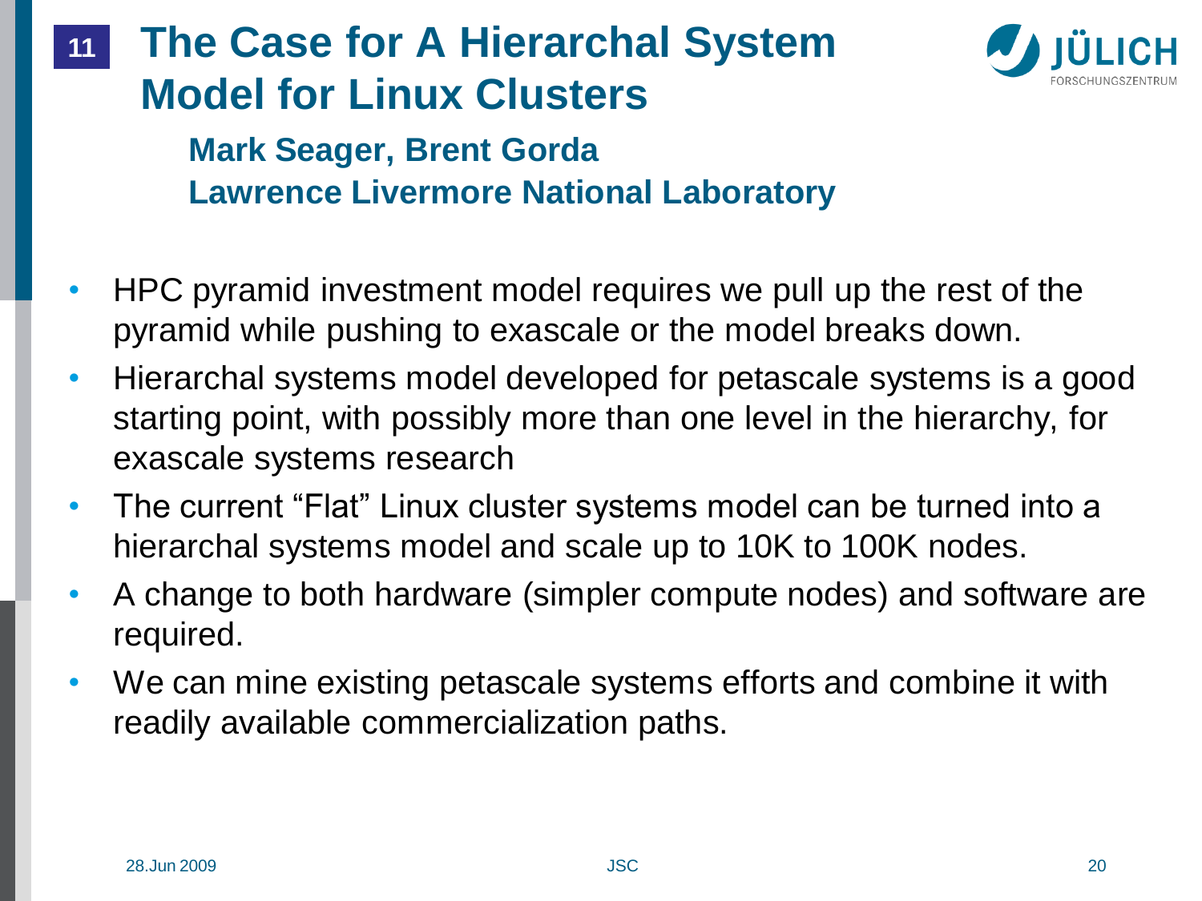# 11 The Case for A Hierarchal System Model for Linux Clusters

**Mark Seager, Brent Gorda**
**Lawrence Livermore National Laboratory**

- HPC pyramid investment model requires we pull up the rest of the pyramid while pushing to exascale or the model breaks down.
- Hierarchal systems model developed for petascale systems is a good starting point, with possibly more than one level in the hierarchy, for exascale systems research
- The current "Flat" Linux cluster systems model can be turned into a hierarchal systems model and scale up to 10K to 100K nodes.
- A change to both hardware (simpler compute nodes) and software are required.
- We can mine existing petascale systems efforts and combine it with readily available commercialization paths.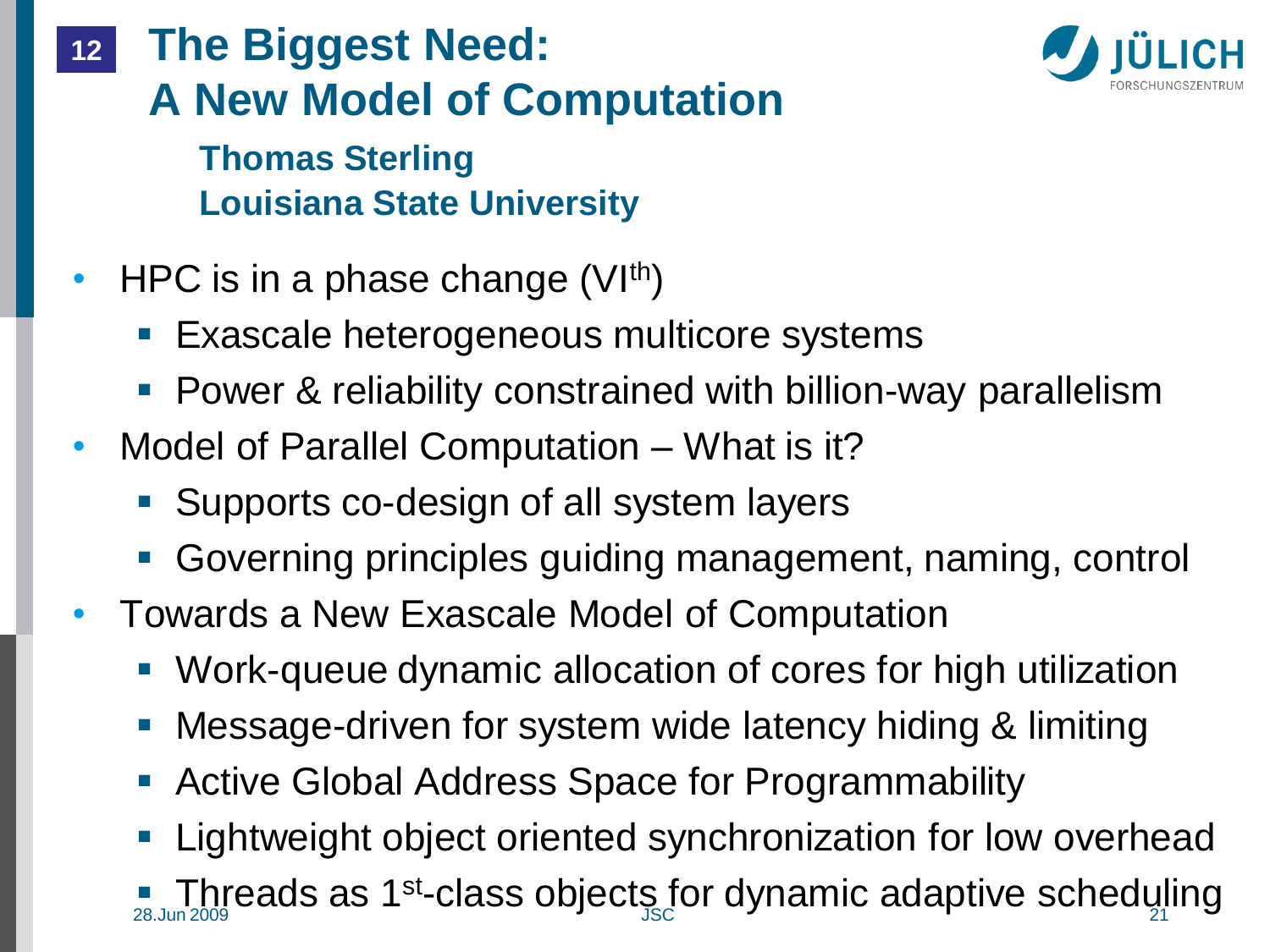## 12 The Biggest Need: A New Model of Computation

**Thomas Sterling**
**Louisiana State University**

- HPC is in a phase change (VI$^{th}$)
  - Exascale heterogeneous multicore systems
  - Power & reliability constrained with billion-way parallelism
- Model of Parallel Computation – What is it?
  - Supports co-design of all system layers
  - Governing principles guiding management, naming, control
- Towards a New Exascale Model of Computation
  - Work-queue dynamic allocation of cores for high utilization
  - Message-driven for system wide latency hiding & limiting
  - Active Global Address Space for Programmability
  - Lightweight object oriented synchronization for low overhead
  - Threads as 1$^{st}$-class objects for dynamic adaptive scheduling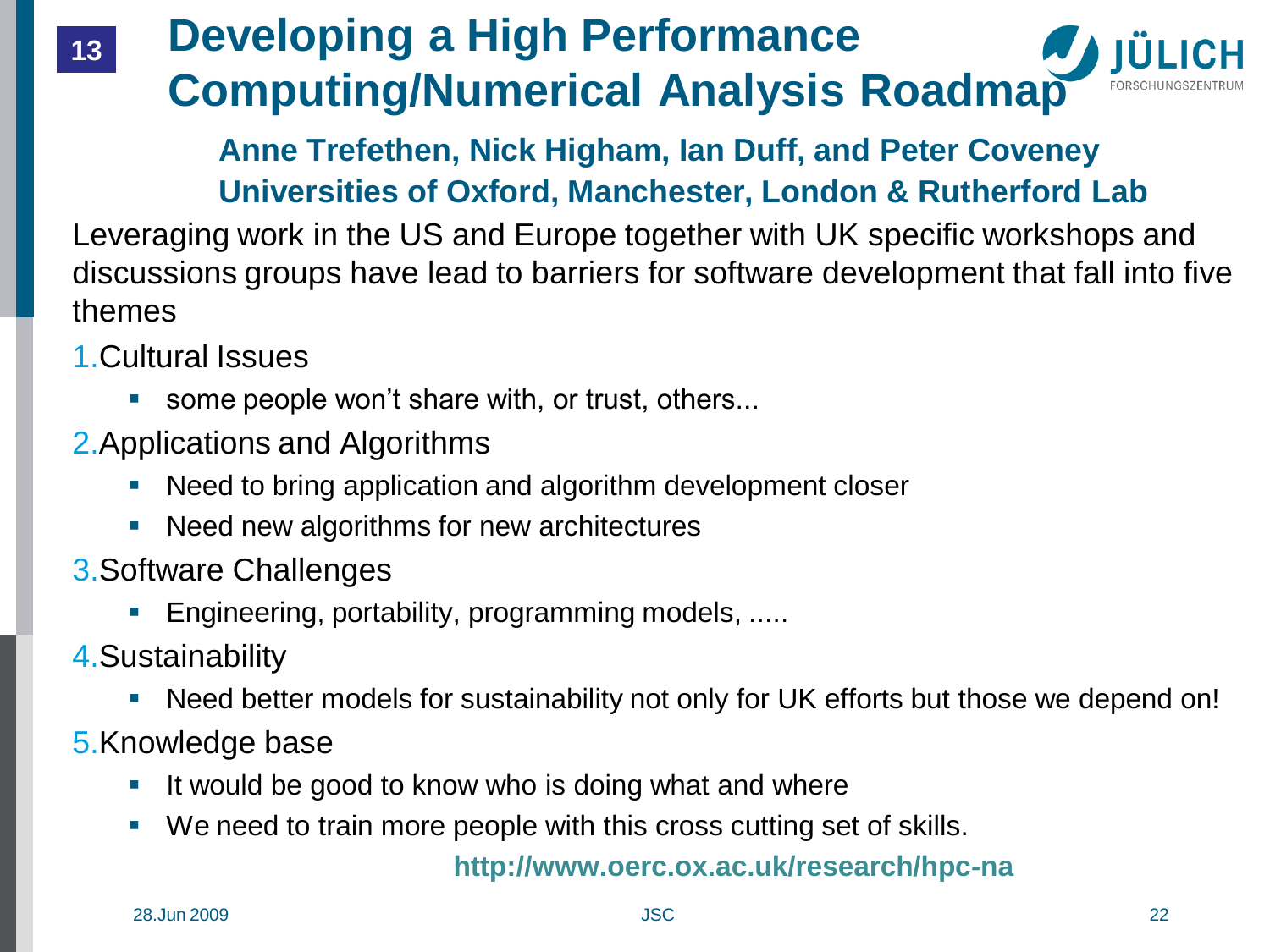# Developing a High Performance Computing/Numerical Analysis Roadmap

**Anne Trefethen, Nick Higham, Ian Duff, and Peter Coveney**
**Universities of Oxford, Manchester, London & Rutherford Lab**

Leveraging work in the US and Europe together with UK specific workshops and discussions groups have lead to barriers for software development that fall into five themes

1. Cultural Issues
   - some people won't share with, or trust, others...
2. Applications and Algorithms
   - Need to bring application and algorithm development closer
   - Need new algorithms for new architectures
3. Software Challenges
   - Engineering, portability, programming models, .....
4. Sustainability
   - Need better models for sustainability not only for UK efforts but those we depend on!
5. Knowledge base
   - It would be good to know who is doing what and where
   - We need to train more people with this cross cutting set of skills.

**http://www.oerc.ox.ac.uk/research/hpc-na**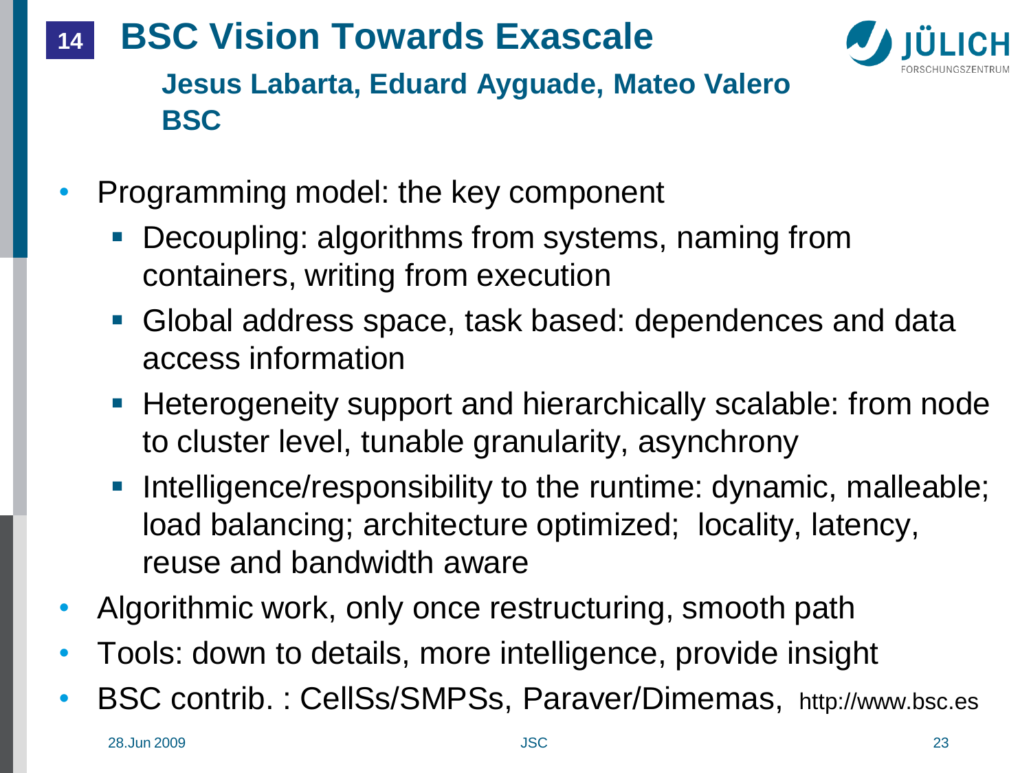# 14 BSC Vision Towards Exascale

**Jesus Labarta, Eduard Ayguade, Mateo Valero**
**BSC**

- Programming model: the key component
  - Decoupling: algorithms from systems, naming from containers, writing from execution
  - Global address space, task based: dependences and data access information
  - Heterogeneity support and hierarchically scalable: from node to cluster level, tunable granularity, asynchrony
  - Intelligence/responsibility to the runtime: dynamic, malleable; load balancing; architecture optimized; locality, latency, reuse and bandwidth aware
- Algorithmic work, only once restructuring, smooth path
- Tools: down to details, more intelligence, provide insight
- BSC contrib. : CellSs/SMPSs, Paraver/Dimemas, http://www.bsc.es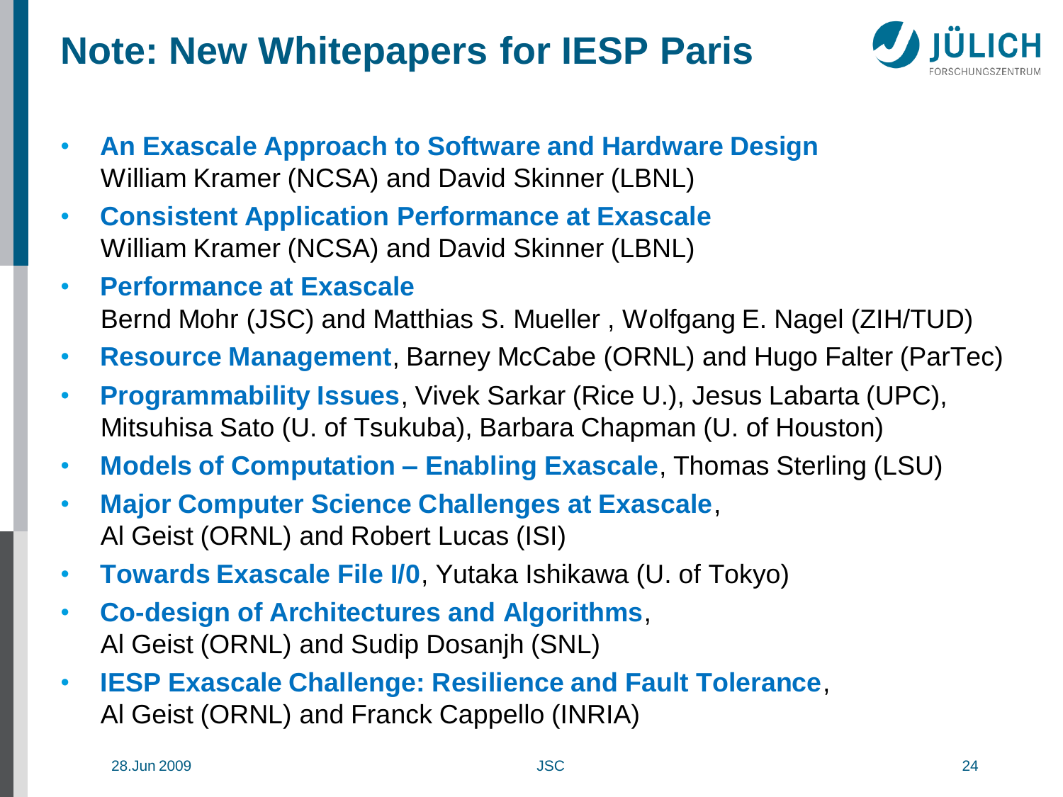# Note: New Whitepapers for IESP Paris

- **An Exascale Approach to Software and Hardware Design**
  William Kramer (NCSA) and David Skinner (LBNL)
- **Consistent Application Performance at Exascale**
  William Kramer (NCSA) and David Skinner (LBNL)
- **Performance at Exascale**
  Bernd Mohr (JSC) and Matthias S. Mueller , Wolfgang E. Nagel (ZIH/TUD)
- **Resource Management**, Barney McCabe (ORNL) and Hugo Falter (ParTec)
- **Programmability Issues**, Vivek Sarkar (Rice U.), Jesus Labarta (UPC), Mitsuhisa Sato (U. of Tsukuba), Barbara Chapman (U. of Houston)
- **Models of Computation – Enabling Exascale**, Thomas Sterling (LSU)
- **Major Computer Science Challenges at Exascale**,
  Al Geist (ORNL) and Robert Lucas (ISI)
- **Towards Exascale File I/0**, Yutaka Ishikawa (U. of Tokyo)
- **Co-design of Architectures and Algorithms**,
  Al Geist (ORNL) and Sudip Dosanjh (SNL)
- **IESP Exascale Challenge: Resilience and Fault Tolerance**,
  Al Geist (ORNL) and Franck Cappello (INRIA)